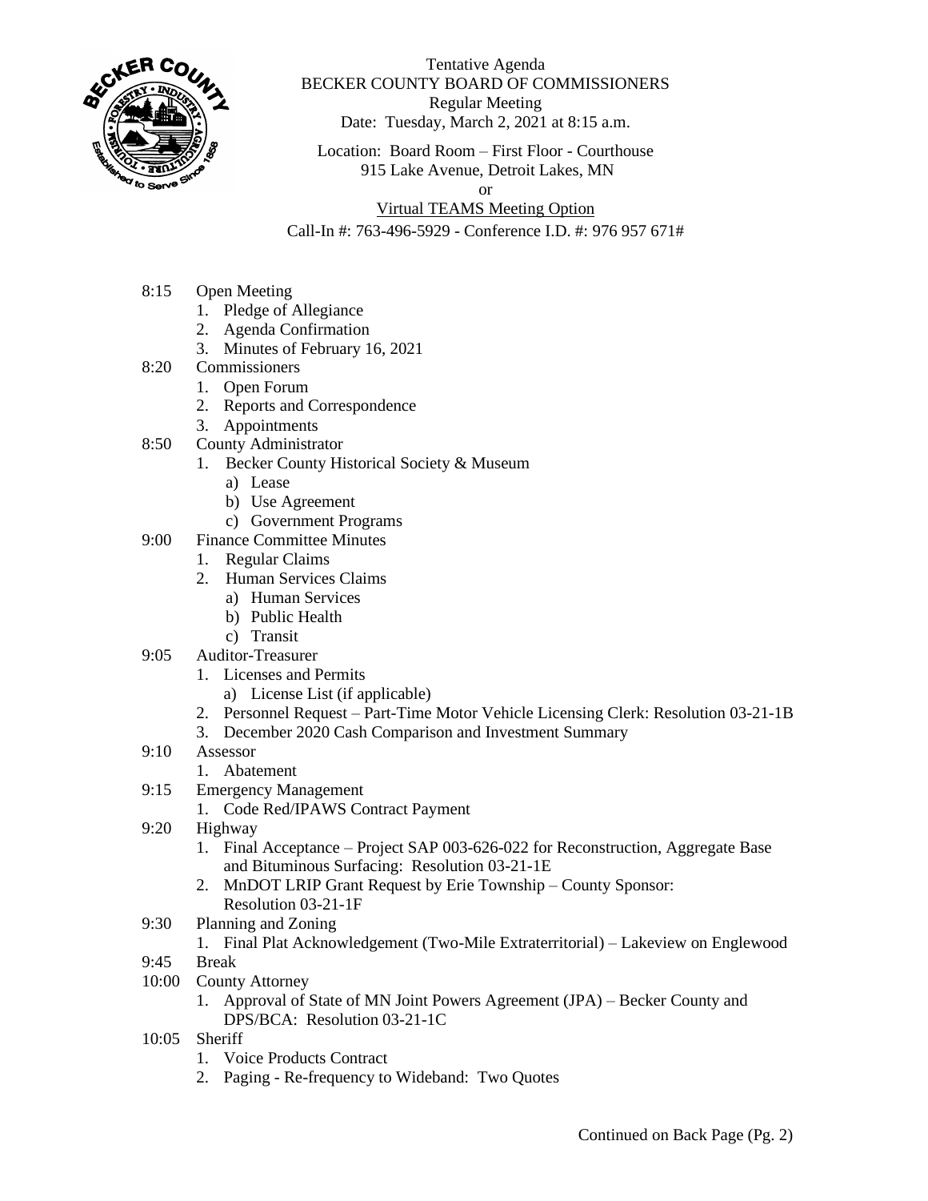Tentative Agenda
BECKER COUNTY BOARD OF COMMISSIONERS
Regular Meeting
Date: Tuesday, March 2, 2021 at 8:15 a.m.

Location: Board Room – First Floor - Courthouse
915 Lake Avenue, Detroit Lakes, MN
or
Virtual TEAMS Meeting Option
Call-In #: 763-496-5929 - Conference I.D. #: 976 957 671#

8:15 Open Meeting
1. Pledge of Allegiance
2. Agenda Confirmation
3. Minutes of February 16, 2021

8:20 Commissioners
1. Open Forum
2. Reports and Correspondence
3. Appointments

8:50 County Administrator
1. Becker County Historical Society & Museum
   a) Lease
   b) Use Agreement
   c) Government Programs

9:00 Finance Committee Minutes
1. Regular Claims
2. Human Services Claims
   a) Human Services
   b) Public Health
   c) Transit

9:05 Auditor-Treasurer
1. Licenses and Permits
   a) License List (if applicable)
2. Personnel Request – Part-Time Motor Vehicle Licensing Clerk: Resolution 03-21-1B
3. December 2020 Cash Comparison and Investment Summary

9:10 Assessor
1. Abatement

9:15 Emergency Management
1. Code Red/IPAWS Contract Payment

9:20 Highway
1. Final Acceptance – Project SAP 003-626-022 for Reconstruction, Aggregate Base and Bituminous Surfacing: Resolution 03-21-1E
2. MnDOT LRIP Grant Request by Erie Township – County Sponsor: Resolution 03-21-1F

9:30 Planning and Zoning
1. Final Plat Acknowledgement (Two-Mile Extraterritorial) – Lakeview on Englewood

9:45 Break

10:00 County Attorney
1. Approval of State of MN Joint Powers Agreement (JPA) – Becker County and DPS/BCA: Resolution 03-21-1C

10:05 Sheriff
1. Voice Products Contract
2. Paging - Re-frequency to Wideband: Two Quotes

Continued on Back Page (Pg. 2)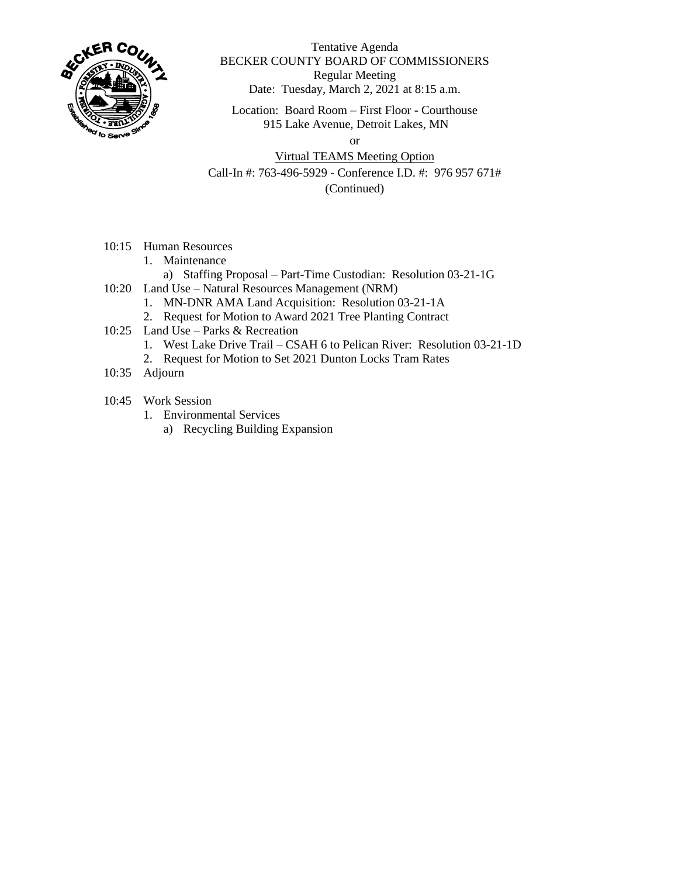Tentative Agenda
BECKER COUNTY BOARD OF COMMISSIONERS
Regular Meeting
Date: Tuesday, March 2, 2021 at 8:15 a.m.

Location: Board Room – First Floor - Courthouse
915 Lake Avenue, Detroit Lakes, MN
or
Virtual TEAMS Meeting Option
Call-In #: 763-496-5929 - Conference I.D. #: 976 957 671#
(Continued)

- 10:15 Human Resources
  1. Maintenance
     a) Staffing Proposal – Part-Time Custodian: Resolution 03-21-1G
- 10:20 Land Use – Natural Resources Management (NRM)
  1. MN-DNR AMA Land Acquisition: Resolution 03-21-1A
  2. Request for Motion to Award 2021 Tree Planting Contract
- 10:25 Land Use – Parks & Recreation
  1. West Lake Drive Trail – CSAH 6 to Pelican River: Resolution 03-21-1D
  2. Request for Motion to Set 2021 Dunton Locks Tram Rates
- 10:35 Adjourn

- 10:45 Work Session
  1. Environmental Services
     a) Recycling Building Expansion